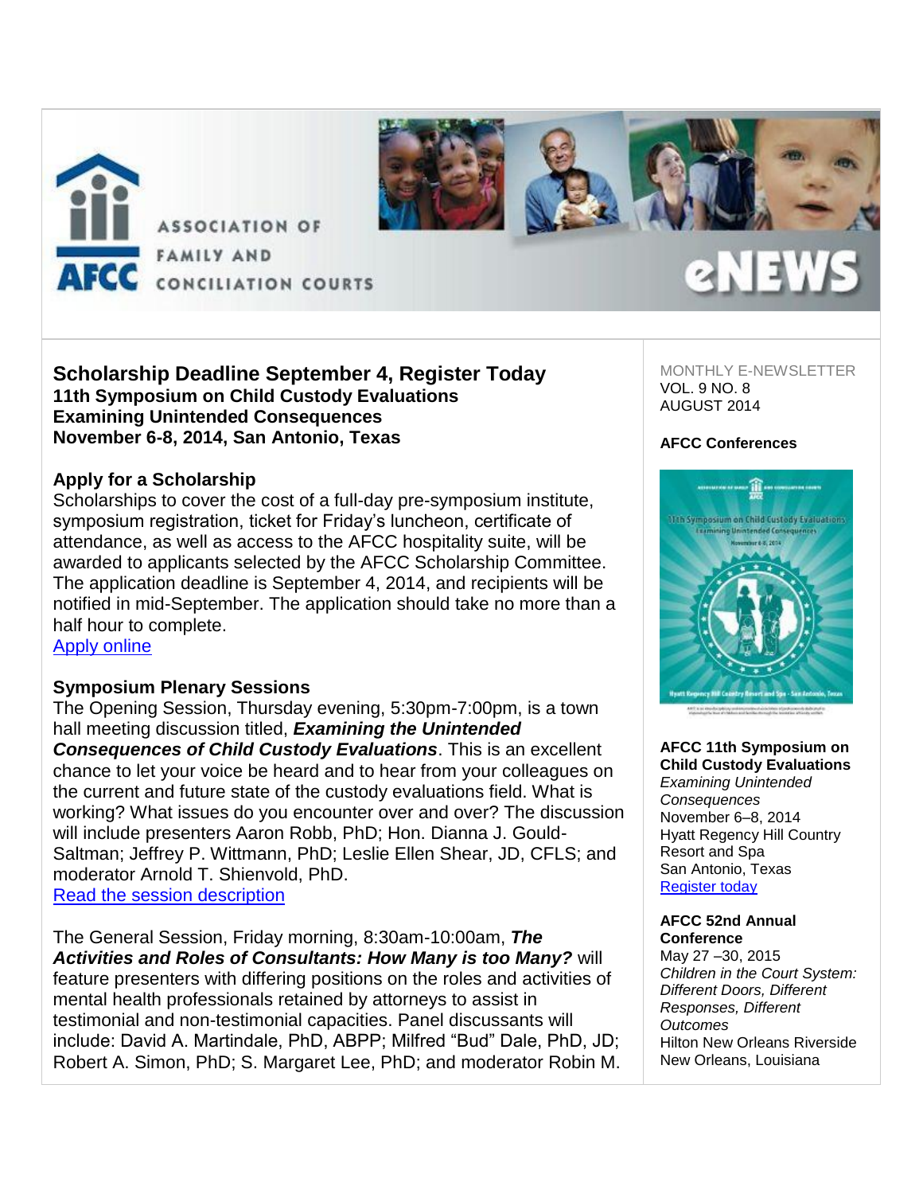ASSOCIATION OF FAMILY AND CONCILIATION COURTS

AFCC

eNEWS

# Scholarship Deadline September 4, Register Today

**11th Symposium on Child Custody Evaluations**
**Examining Unintended Consequences**
**November 6-8, 2014, San Antonio, Texas**

### Apply for a Scholarship

Scholarships to cover the cost of a full-day pre-symposium institute, symposium registration, ticket for Friday's luncheon, certificate of attendance, as well as access to the AFCC hospitality suite, will be awarded to applicants selected by the AFCC Scholarship Committee. The application deadline is September 4, 2014, and recipients will be notified in mid-September. The application should take no more than a half hour to complete.
Apply online

### Symposium Plenary Sessions

The Opening Session, Thursday evening, 5:30pm-7:00pm, is a town hall meeting discussion titled, ***Examining the Unintended Consequences of Child Custody Evaluations***. This is an excellent chance to let your voice be heard and to hear from your colleagues on the current and future state of the custody evaluations field. What is working? What issues do you encounter over and over? The discussion will include presenters Aaron Robb, PhD; Hon. Dianna J. Gould-Saltman; Jeffrey P. Wittmann, PhD; Leslie Ellen Shear, JD, CFLS; and moderator Arnold T. Shienvold, PhD.
Read the session description

The General Session, Friday morning, 8:30am-10:00am, ***The Activities and Roles of Consultants: How Many is too Many?*** will feature presenters with differing positions on the roles and activities of mental health professionals retained by attorneys to assist in testimonial and non-testimonial capacities. Panel discussants will include: David A. Martindale, PhD, ABPP; Milfred "Bud" Dale, PhD, JD; Robert A. Simon, PhD; S. Margaret Lee, PhD; and moderator Robin M.

MONTHLY E-NEWSLETTER
VOL. 9 NO. 8
AUGUST 2014

**AFCC Conferences**

**AFCC 11th Symposium on Child Custody Evaluations**
*Examining Unintended Consequences*
November 6–8, 2014
Hyatt Regency Hill Country Resort and Spa
San Antonio, Texas
Register today

**AFCC 52nd Annual Conference**
May 27 –30, 2015
*Children in the Court System: Different Doors, Different Responses, Different Outcomes*
Hilton New Orleans Riverside
New Orleans, Louisiana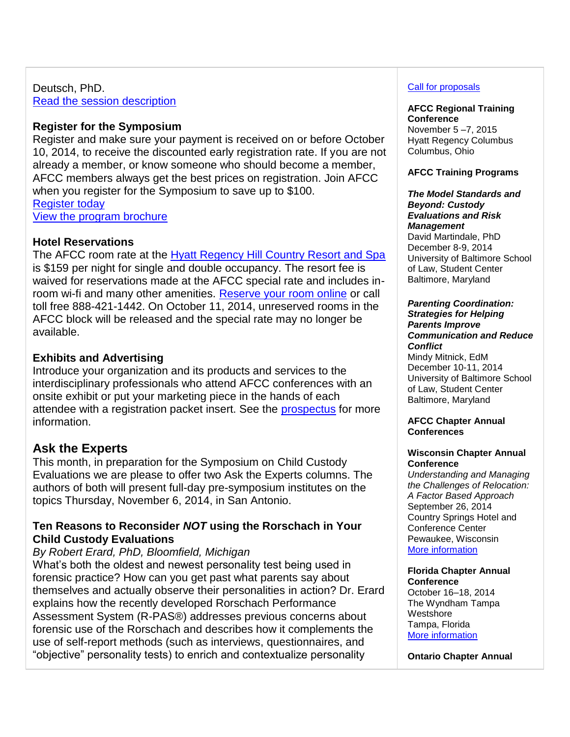Deutsch, PhD.
Read the session description

### Register for the Symposium

Register and make sure your payment is received on or before October 10, 2014, to receive the discounted early registration rate. If you are not already a member, or know someone who should become a member, AFCC members always get the best prices on registration. Join AFCC when you register for the Symposium to save up to $100.
Register today
View the program brochure

### Hotel Reservations

The AFCC room rate at the Hyatt Regency Hill Country Resort and Spa is $159 per night for single and double occupancy. The resort fee is waived for reservations made at the AFCC special rate and includes in-room wi-fi and many other amenities. Reserve your room online or call toll free 888-421-1442. On October 11, 2014, unreserved rooms in the AFCC block will be released and the special rate may no longer be available.

### Exhibits and Advertising

Introduce your organization and its products and services to the interdisciplinary professionals who attend AFCC conferences with an onsite exhibit or put your marketing piece in the hands of each attendee with a registration packet insert. See the prospectus for more information.

## Ask the Experts

This month, in preparation for the Symposium on Child Custody Evaluations we are please to offer two Ask the Experts columns. The authors of both will present full-day pre-symposium institutes on the topics Thursday, November 6, 2014, in San Antonio.

### Ten Reasons to Reconsider *NOT* using the Rorschach in Your Child Custody Evaluations

*By Robert Erard, PhD, Bloomfield, Michigan*
What's both the oldest and newest personality test being used in forensic practice? How can you get past what parents say about themselves and actually observe their personalities in action? Dr. Erard explains how the recently developed Rorschach Performance Assessment System (R-PAS®) addresses previous concerns about forensic use of the Rorschach and describes how it complements the use of self-report methods (such as interviews, questionnaires, and "objective" personality tests) to enrich and contextualize personality

Call for proposals

**AFCC Regional Training Conference**
November 5 –7, 2015
Hyatt Regency Columbus
Columbus, Ohio

**AFCC Training Programs**

***The Model Standards and Beyond: Custody Evaluations and Risk Management***
David Martindale, PhD
December 8-9, 2014
University of Baltimore School of Law, Student Center
Baltimore, Maryland

***Parenting Coordination: Strategies for Helping Parents Improve Communication and Reduce Conflict***
Mindy Mitnick, EdM
December 10-11, 2014
University of Baltimore School of Law, Student Center
Baltimore, Maryland

**AFCC Chapter Annual Conferences**

**Wisconsin Chapter Annual Conference**
*Understanding and Managing the Challenges of Relocation: A Factor Based Approach*
September 26, 2014
Country Springs Hotel and Conference Center
Pewaukee, Wisconsin
More information

**Florida Chapter Annual Conference**
October 16–18, 2014
The Wyndham Tampa Westshore
Tampa, Florida
More information

**Ontario Chapter Annual**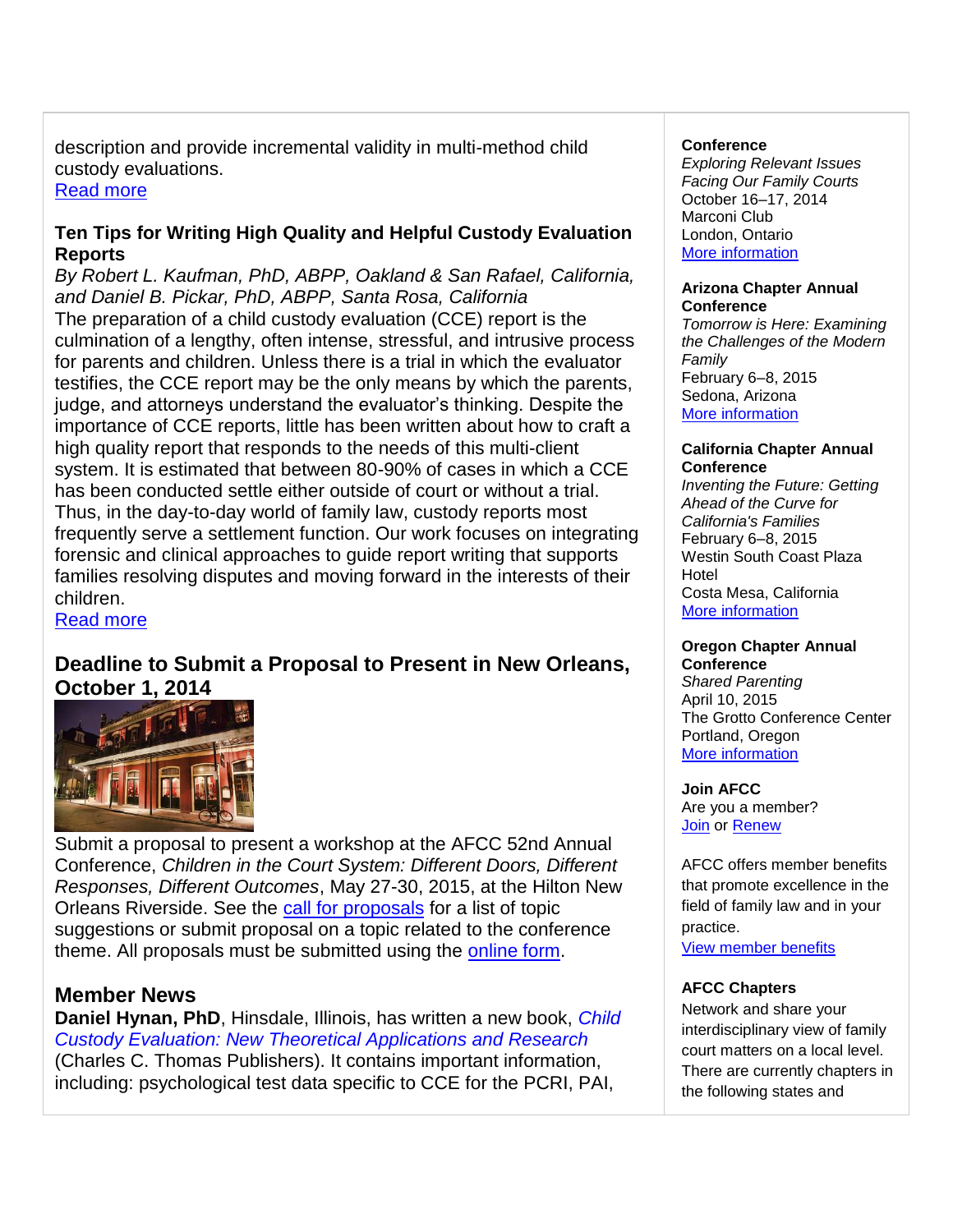description and provide incremental validity in multi-method child custody evaluations.
Read more

### Ten Tips for Writing High Quality and Helpful Custody Evaluation Reports

*By Robert L. Kaufman, PhD, ABPP, Oakland & San Rafael, California, and Daniel B. Pickar, PhD, ABPP, Santa Rosa, California*

The preparation of a child custody evaluation (CCE) report is the culmination of a lengthy, often intense, stressful, and intrusive process for parents and children. Unless there is a trial in which the evaluator testifies, the CCE report may be the only means by which the parents, judge, and attorneys understand the evaluator's thinking. Despite the importance of CCE reports, little has been written about how to craft a high quality report that responds to the needs of this multi-client system. It is estimated that between 80-90% of cases in which a CCE has been conducted settle either outside of court or without a trial. Thus, in the day-to-day world of family law, custody reports most frequently serve a settlement function. Our work focuses on integrating forensic and clinical approaches to guide report writing that supports families resolving disputes and moving forward in the interests of their children.
Read more

## Deadline to Submit a Proposal to Present in New Orleans, October 1, 2014

Submit a proposal to present a workshop at the AFCC 52nd Annual Conference, *Children in the Court System: Different Doors, Different Responses, Different Outcomes*, May 27-30, 2015, at the Hilton New Orleans Riverside. See the call for proposals for a list of topic suggestions or submit proposal on a topic related to the conference theme. All proposals must be submitted using the online form.

## Member News

**Daniel Hynan, PhD**, Hinsdale, Illinois, has written a new book, *Child Custody Evaluation: New Theoretical Applications and Research* (Charles C. Thomas Publishers). It contains important information, including: psychological test data specific to CCE for the PCRI, PAI,

**Conference**
*Exploring Relevant Issues Facing Our Family Courts*
October 16–17, 2014
Marconi Club
London, Ontario
More information

**Arizona Chapter Annual Conference**
*Tomorrow is Here: Examining the Challenges of the Modern Family*
February 6–8, 2015
Sedona, Arizona
More information

**California Chapter Annual Conference**
*Inventing the Future: Getting Ahead of the Curve for California's Families*
February 6–8, 2015
Westin South Coast Plaza Hotel
Costa Mesa, California
More information

**Oregon Chapter Annual Conference**
*Shared Parenting*
April 10, 2015
The Grotto Conference Center
Portland, Oregon
More information

**Join AFCC**
Are you a member?
Join or Renew

AFCC offers member benefits that promote excellence in the field of family law and in your practice.
View member benefits

**AFCC Chapters**
Network and share your interdisciplinary view of family court matters on a local level. There are currently chapters in the following states and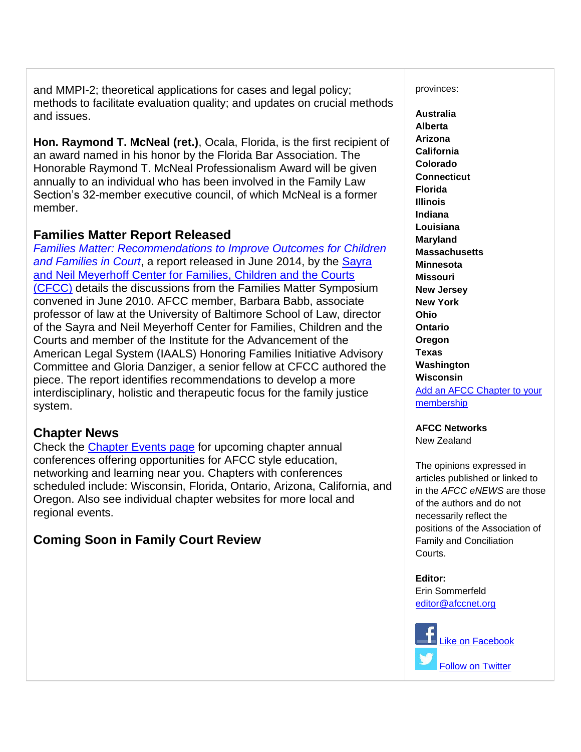and MMPI-2; theoretical applications for cases and legal policy; methods to facilitate evaluation quality; and updates on crucial methods and issues.

**Hon. Raymond T. McNeal (ret.)**, Ocala, Florida, is the first recipient of an award named in his honor by the Florida Bar Association. The Honorable Raymond T. McNeal Professionalism Award will be given annually to an individual who has been involved in the Family Law Section's 32-member executive council, of which McNeal is a former member.

## Families Matter Report Released

*Families Matter: Recommendations to Improve Outcomes for Children and Families in Court*, a report released in June 2014, by the Sayra and Neil Meyerhoff Center for Families, Children and the Courts (CFCC) details the discussions from the Families Matter Symposium convened in June 2010. AFCC member, Barbara Babb, associate professor of law at the University of Baltimore School of Law, director of the Sayra and Neil Meyerhoff Center for Families, Children and the Courts and member of the Institute for the Advancement of the American Legal System (IAALS) Honoring Families Initiative Advisory Committee and Gloria Danziger, a senior fellow at CFCC authored the piece. The report identifies recommendations to develop a more interdisciplinary, holistic and therapeutic focus for the family justice system.

## Chapter News

Check the Chapter Events page for upcoming chapter annual conferences offering opportunities for AFCC style education, networking and learning near you. Chapters with conferences scheduled include: Wisconsin, Florida, Ontario, Arizona, California, and Oregon. Also see individual chapter websites for more local and regional events.

## Coming Soon in Family Court Review

provinces:

**Australia**
**Alberta**
**Arizona**
**California**
**Colorado**
**Connecticut**
**Florida**
**Illinois**
**Indiana**
**Louisiana**
**Maryland**
**Massachusetts**
**Minnesota**
**Missouri**
**New Jersey**
**New York**
**Ohio**
**Ontario**
**Oregon**
**Texas**
**Washington**
**Wisconsin**

Add an AFCC Chapter to your membership

**AFCC Networks**
New Zealand

The opinions expressed in articles published or linked to in the *AFCC eNEWS* are those of the authors and do not necessarily reflect the positions of the Association of Family and Conciliation Courts.

**Editor:**
Erin Sommerfeld
editor@afccnet.org

Like on Facebook

Follow on Twitter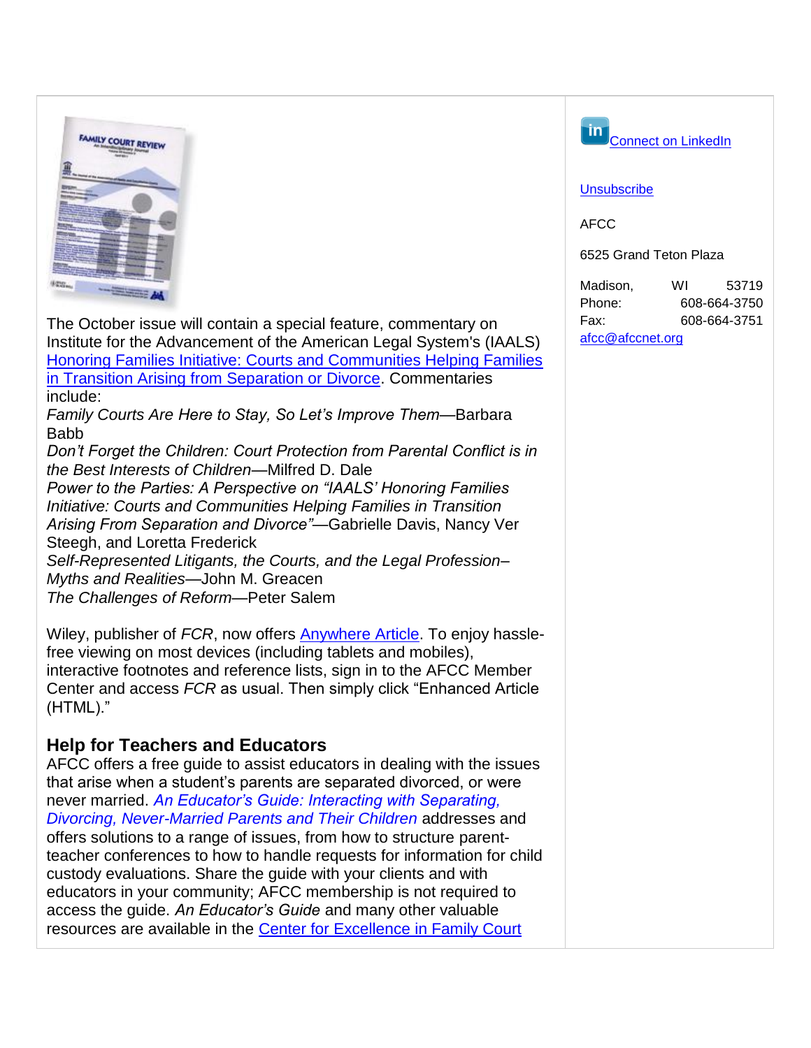The October issue will contain a special feature, commentary on Institute for the Advancement of the American Legal System's (IAALS) Honoring Families Initiative: Courts and Communities Helping Families in Transition Arising from Separation or Divorce. Commentaries include:

*Family Courts Are Here to Stay, So Let's Improve Them*—Barbara Babb
*Don't Forget the Children: Court Protection from Parental Conflict is in the Best Interests of Children*—Milfred D. Dale
*Power to the Parties: A Perspective on "IAALS' Honoring Families Initiative: Courts and Communities Helping Families in Transition Arising From Separation and Divorce"*—Gabrielle Davis, Nancy Ver Steegh, and Loretta Frederick
*Self-Represented Litigants, the Courts, and the Legal Profession–Myths and Realities*—John M. Greacen
*The Challenges of Reform*—Peter Salem

Wiley, publisher of *FCR*, now offers Anywhere Article. To enjoy hassle-free viewing on most devices (including tablets and mobiles), interactive footnotes and reference lists, sign in to the AFCC Member Center and access *FCR* as usual. Then simply click "Enhanced Article (HTML)."

## Help for Teachers and Educators

AFCC offers a free guide to assist educators in dealing with the issues that arise when a student's parents are separated divorced, or were never married. *An Educator's Guide: Interacting with Separating, Divorcing, Never-Married Parents and Their Children* addresses and offers solutions to a range of issues, from how to structure parent-teacher conferences to how to handle requests for information for child custody evaluations. Share the guide with your clients and with educators in your community; AFCC membership is not required to access the guide. *An Educator's Guide* and many other valuable resources are available in the Center for Excellence in Family Court

Connect on LinkedIn

Unsubscribe

AFCC

6525 Grand Teton Plaza

Madison, WI 53719
Phone: 608-664-3750
Fax: 608-664-3751
afcc@afccnet.org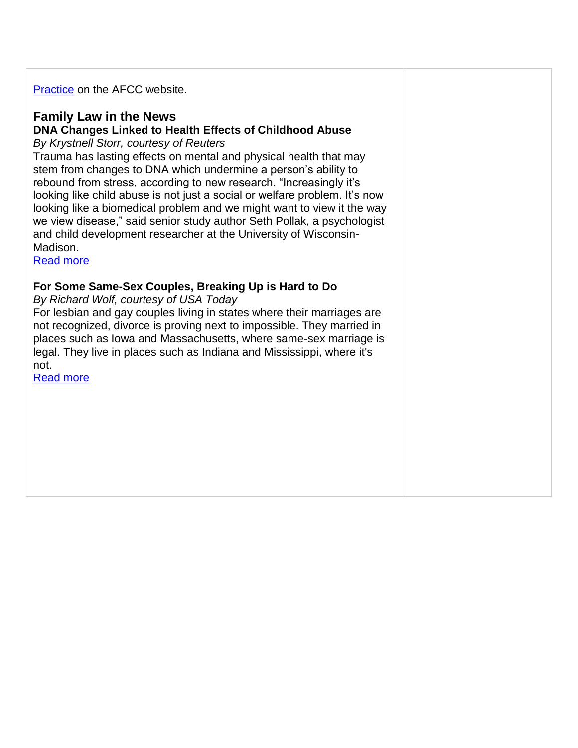Practice on the AFCC website.

## Family Law in the News

### DNA Changes Linked to Health Effects of Childhood Abuse

*By Krystnell Storr, courtesy of Reuters*

Trauma has lasting effects on mental and physical health that may stem from changes to DNA which undermine a person's ability to rebound from stress, according to new research. "Increasingly it's looking like child abuse is not just a social or welfare problem. It's now looking like a biomedical problem and we might want to view it the way we view disease," said senior study author Seth Pollak, a psychologist and child development researcher at the University of Wisconsin-Madison.

Read more

### For Some Same-Sex Couples, Breaking Up is Hard to Do

*By Richard Wolf, courtesy of USA Today*

For lesbian and gay couples living in states where their marriages are not recognized, divorce is proving next to impossible. They married in places such as Iowa and Massachusetts, where same-sex marriage is legal. They live in places such as Indiana and Mississippi, where it's not.

Read more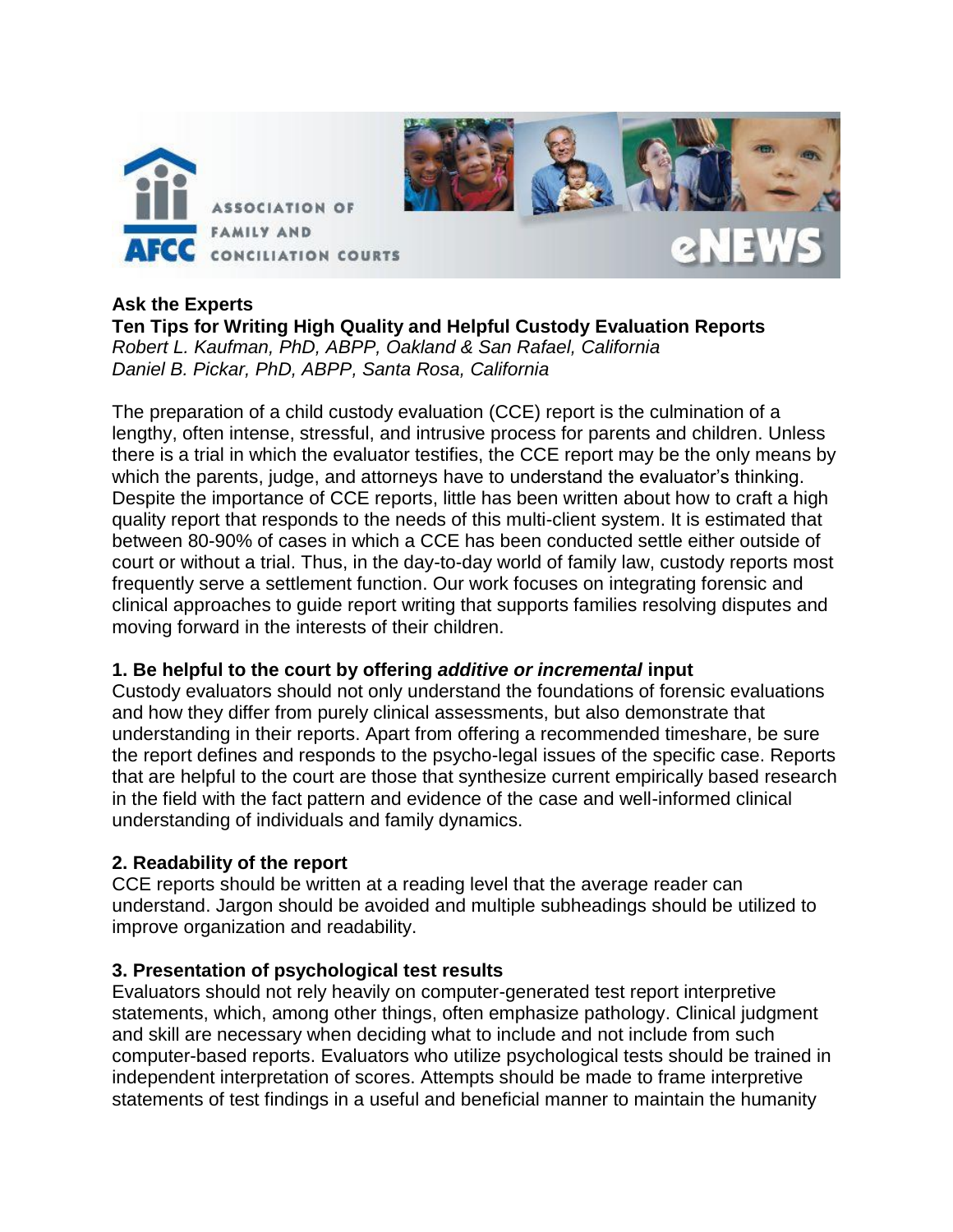**Ask the Experts**

**Ten Tips for Writing High Quality and Helpful Custody Evaluation Reports**

*Robert L. Kaufman, PhD, ABPP, Oakland & San Rafael, California*
*Daniel B. Pickar, PhD, ABPP, Santa Rosa, California*

The preparation of a child custody evaluation (CCE) report is the culmination of a lengthy, often intense, stressful, and intrusive process for parents and children. Unless there is a trial in which the evaluator testifies, the CCE report may be the only means by which the parents, judge, and attorneys have to understand the evaluator's thinking. Despite the importance of CCE reports, little has been written about how to craft a high quality report that responds to the needs of this multi-client system. It is estimated that between 80-90% of cases in which a CCE has been conducted settle either outside of court or without a trial. Thus, in the day-to-day world of family law, custody reports most frequently serve a settlement function. Our work focuses on integrating forensic and clinical approaches to guide report writing that supports families resolving disputes and moving forward in the interests of their children.

**1. Be helpful to the court by offering *additive or incremental* input**

Custody evaluators should not only understand the foundations of forensic evaluations and how they differ from purely clinical assessments, but also demonstrate that understanding in their reports. Apart from offering a recommended timeshare, be sure the report defines and responds to the psycho-legal issues of the specific case. Reports that are helpful to the court are those that synthesize current empirically based research in the field with the fact pattern and evidence of the case and well-informed clinical understanding of individuals and family dynamics.

**2. Readability of the report**

CCE reports should be written at a reading level that the average reader can understand. Jargon should be avoided and multiple subheadings should be utilized to improve organization and readability.

**3. Presentation of psychological test results**

Evaluators should not rely heavily on computer-generated test report interpretive statements, which, among other things, often emphasize pathology. Clinical judgment and skill are necessary when deciding what to include and not include from such computer-based reports. Evaluators who utilize psychological tests should be trained in independent interpretation of scores. Attempts should be made to frame interpretive statements of test findings in a useful and beneficial manner to maintain the humanity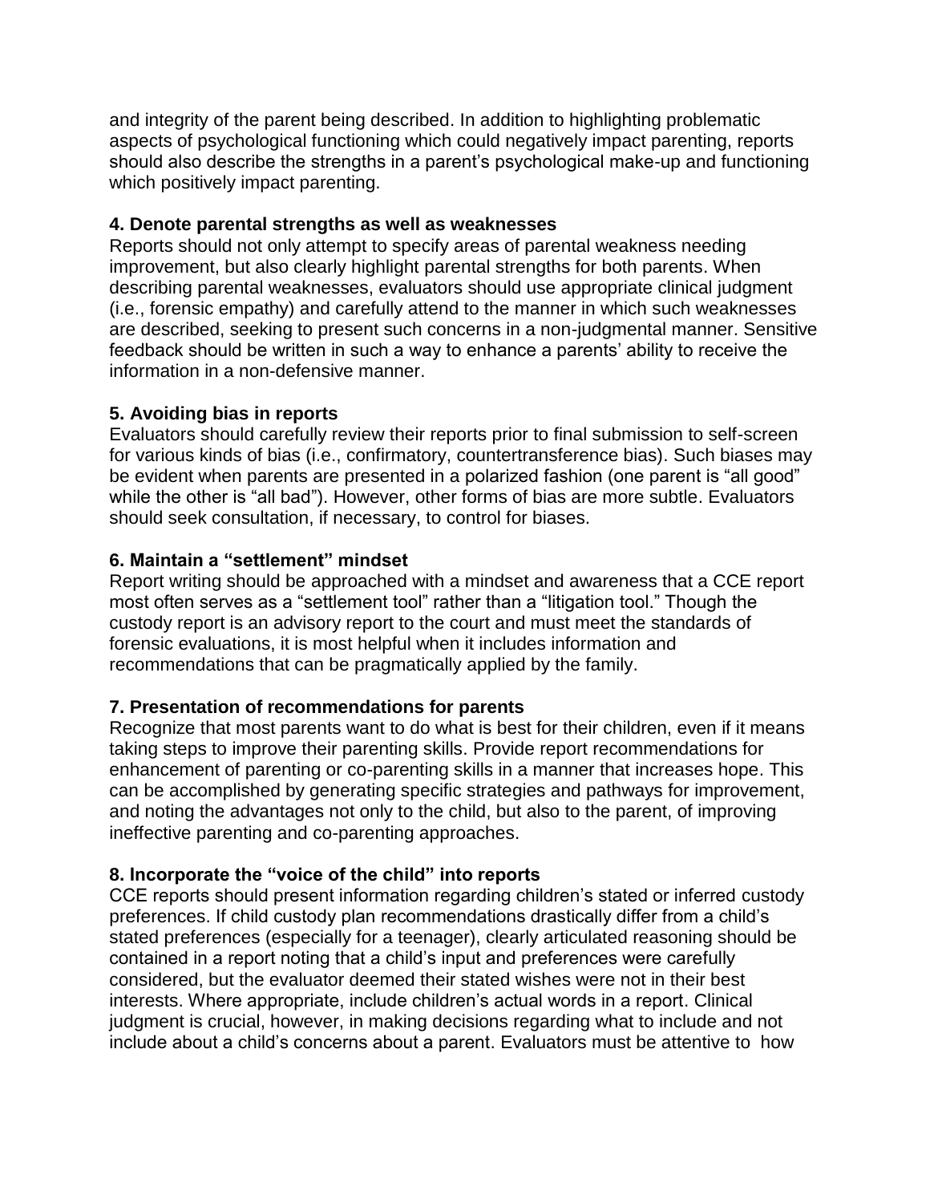and integrity of the parent being described. In addition to highlighting problematic aspects of psychological functioning which could negatively impact parenting, reports should also describe the strengths in a parent's psychological make-up and functioning which positively impact parenting.

**4. Denote parental strengths as well as weaknesses**

Reports should not only attempt to specify areas of parental weakness needing improvement, but also clearly highlight parental strengths for both parents. When describing parental weaknesses, evaluators should use appropriate clinical judgment (i.e., forensic empathy) and carefully attend to the manner in which such weaknesses are described, seeking to present such concerns in a non-judgmental manner. Sensitive feedback should be written in such a way to enhance a parents' ability to receive the information in a non-defensive manner.

**5. Avoiding bias in reports**

Evaluators should carefully review their reports prior to final submission to self-screen for various kinds of bias (i.e., confirmatory, countertransference bias). Such biases may be evident when parents are presented in a polarized fashion (one parent is "all good" while the other is "all bad"). However, other forms of bias are more subtle. Evaluators should seek consultation, if necessary, to control for biases.

**6. Maintain a "settlement" mindset**

Report writing should be approached with a mindset and awareness that a CCE report most often serves as a "settlement tool" rather than a "litigation tool." Though the custody report is an advisory report to the court and must meet the standards of forensic evaluations, it is most helpful when it includes information and recommendations that can be pragmatically applied by the family.

**7. Presentation of recommendations for parents**

Recognize that most parents want to do what is best for their children, even if it means taking steps to improve their parenting skills. Provide report recommendations for enhancement of parenting or co-parenting skills in a manner that increases hope. This can be accomplished by generating specific strategies and pathways for improvement, and noting the advantages not only to the child, but also to the parent, of improving ineffective parenting and co-parenting approaches.

**8. Incorporate the "voice of the child" into reports**

CCE reports should present information regarding children's stated or inferred custody preferences. If child custody plan recommendations drastically differ from a child's stated preferences (especially for a teenager), clearly articulated reasoning should be contained in a report noting that a child's input and preferences were carefully considered, but the evaluator deemed their stated wishes were not in their best interests. Where appropriate, include children's actual words in a report. Clinical judgment is crucial, however, in making decisions regarding what to include and not include about a child's concerns about a parent. Evaluators must be attentive to how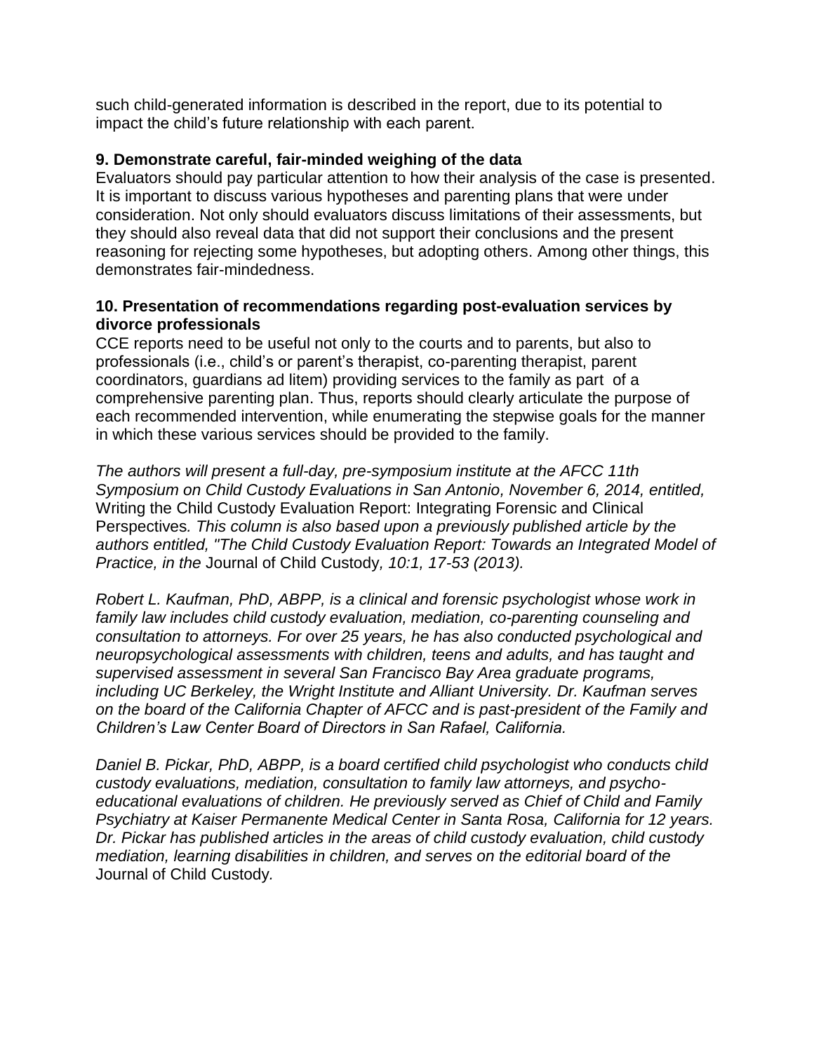such child-generated information is described in the report, due to its potential to impact the child's future relationship with each parent.

**9. Demonstrate careful, fair-minded weighing of the data**

Evaluators should pay particular attention to how their analysis of the case is presented. It is important to discuss various hypotheses and parenting plans that were under consideration. Not only should evaluators discuss limitations of their assessments, but they should also reveal data that did not support their conclusions and the present reasoning for rejecting some hypotheses, but adopting others. Among other things, this demonstrates fair-mindedness.

**10. Presentation of recommendations regarding post-evaluation services by divorce professionals**

CCE reports need to be useful not only to the courts and to parents, but also to professionals (i.e., child's or parent's therapist, co-parenting therapist, parent coordinators, guardians ad litem) providing services to the family as part of a comprehensive parenting plan. Thus, reports should clearly articulate the purpose of each recommended intervention, while enumerating the stepwise goals for the manner in which these various services should be provided to the family.

*The authors will present a full-day, pre-symposium institute at the AFCC 11th Symposium on Child Custody Evaluations in San Antonio, November 6, 2014, entitled,* Writing the Child Custody Evaluation Report: Integrating Forensic and Clinical Perspectives*. This column is also based upon a previously published article by the authors entitled, "The Child Custody Evaluation Report: Towards an Integrated Model of Practice, in the* Journal of Child Custody*, 10:1, 17-53 (2013).*

*Robert L. Kaufman, PhD, ABPP, is a clinical and forensic psychologist whose work in family law includes child custody evaluation, mediation, co-parenting counseling and consultation to attorneys. For over 25 years, he has also conducted psychological and neuropsychological assessments with children, teens and adults, and has taught and supervised assessment in several San Francisco Bay Area graduate programs, including UC Berkeley, the Wright Institute and Alliant University. Dr. Kaufman serves on the board of the California Chapter of AFCC and is past-president of the Family and Children's Law Center Board of Directors in San Rafael, California.*

*Daniel B. Pickar, PhD, ABPP, is a board certified child psychologist who conducts child custody evaluations, mediation, consultation to family law attorneys, and psycho-educational evaluations of children. He previously served as Chief of Child and Family Psychiatry at Kaiser Permanente Medical Center in Santa Rosa, California for 12 years. Dr. Pickar has published articles in the areas of child custody evaluation, child custody mediation, learning disabilities in children, and serves on the editorial board of the* Journal of Child Custody*.*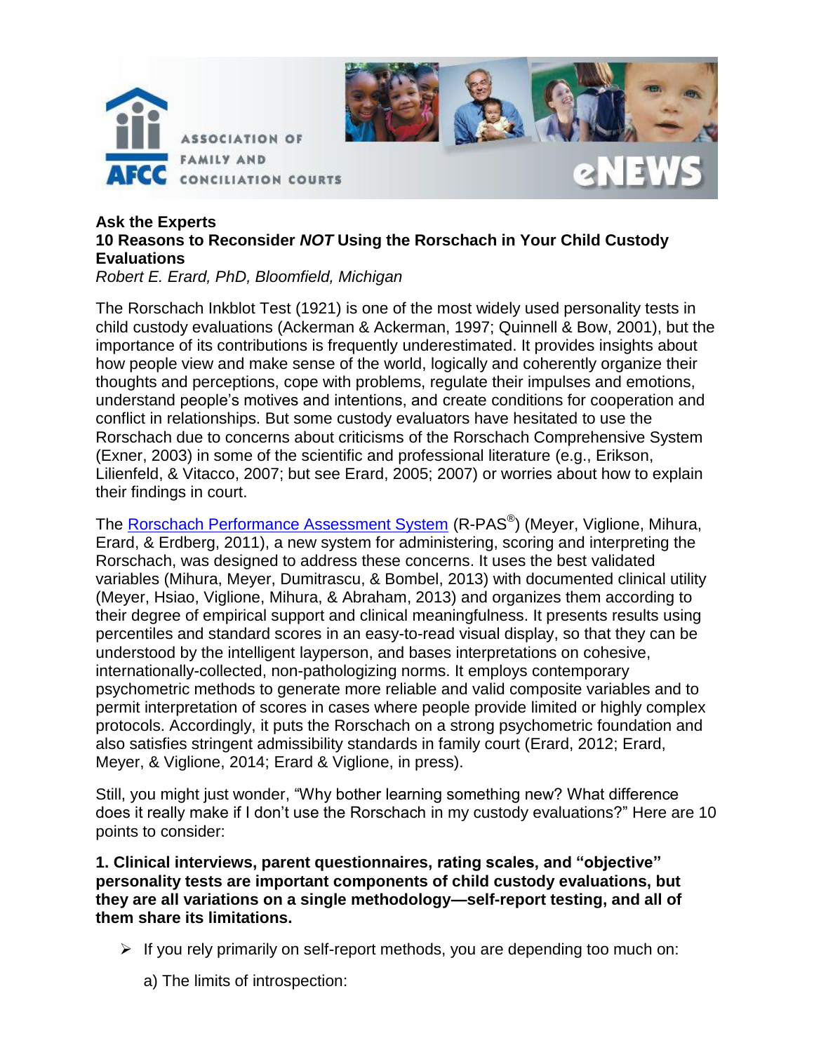**Ask the Experts**
**10 Reasons to Reconsider *NOT* Using the Rorschach in Your Child Custody Evaluations**
*Robert E. Erard, PhD, Bloomfield, Michigan*

The Rorschach Inkblot Test (1921) is one of the most widely used personality tests in child custody evaluations (Ackerman & Ackerman, 1997; Quinnell & Bow, 2001), but the importance of its contributions is frequently underestimated. It provides insights about how people view and make sense of the world, logically and coherently organize their thoughts and perceptions, cope with problems, regulate their impulses and emotions, understand people's motives and intentions, and create conditions for cooperation and conflict in relationships. But some custody evaluators have hesitated to use the Rorschach due to concerns about criticisms of the Rorschach Comprehensive System (Exner, 2003) in some of the scientific and professional literature (e.g., Erikson, Lilienfeld, & Vitacco, 2007; but see Erard, 2005; 2007) or worries about how to explain their findings in court.

The Rorschach Performance Assessment System (R-PAS®) (Meyer, Viglione, Mihura, Erard, & Erdberg, 2011), a new system for administering, scoring and interpreting the Rorschach, was designed to address these concerns. It uses the best validated variables (Mihura, Meyer, Dumitrascu, & Bombel, 2013) with documented clinical utility (Meyer, Hsiao, Viglione, Mihura, & Abraham, 2013) and organizes them according to their degree of empirical support and clinical meaningfulness. It presents results using percentiles and standard scores in an easy-to-read visual display, so that they can be understood by the intelligent layperson, and bases interpretations on cohesive, internationally-collected, non-pathologizing norms. It employs contemporary psychometric methods to generate more reliable and valid composite variables and to permit interpretation of scores in cases where people provide limited or highly complex protocols. Accordingly, it puts the Rorschach on a strong psychometric foundation and also satisfies stringent admissibility standards in family court (Erard, 2012; Erard, Meyer, & Viglione, 2014; Erard & Viglione, in press).

Still, you might just wonder, "Why bother learning something new? What difference does it really make if I don't use the Rorschach in my custody evaluations?" Here are 10 points to consider:

**1. Clinical interviews, parent questionnaires, rating scales, and "objective" personality tests are important components of child custody evaluations, but they are all variations on a single methodology—self-report testing, and all of them share its limitations.**

- If you rely primarily on self-report methods, you are depending too much on:

  a) The limits of introspection: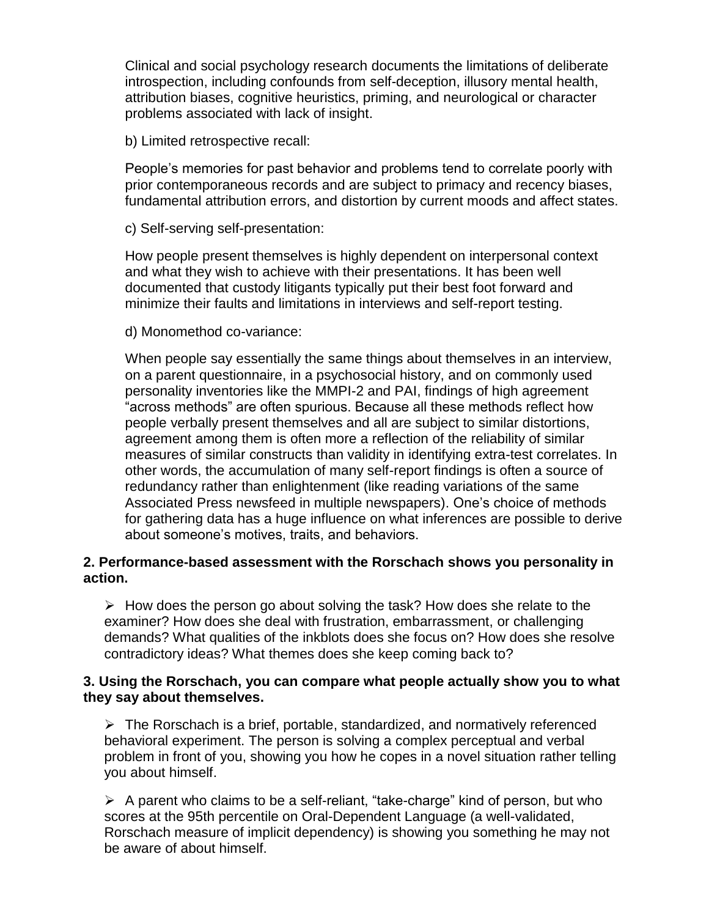Clinical and social psychology research documents the limitations of deliberate introspection, including confounds from self-deception, illusory mental health, attribution biases, cognitive heuristics, priming, and neurological or character problems associated with lack of insight.

b) Limited retrospective recall:

People's memories for past behavior and problems tend to correlate poorly with prior contemporaneous records and are subject to primacy and recency biases, fundamental attribution errors, and distortion by current moods and affect states.

c) Self-serving self-presentation:

How people present themselves is highly dependent on interpersonal context and what they wish to achieve with their presentations. It has been well documented that custody litigants typically put their best foot forward and minimize their faults and limitations in interviews and self-report testing.

d) Monomethod co-variance:

When people say essentially the same things about themselves in an interview, on a parent questionnaire, in a psychosocial history, and on commonly used personality inventories like the MMPI-2 and PAI, findings of high agreement "across methods" are often spurious. Because all these methods reflect how people verbally present themselves and all are subject to similar distortions, agreement among them is often more a reflection of the reliability of similar measures of similar constructs than validity in identifying extra-test correlates. In other words, the accumulation of many self-report findings is often a source of redundancy rather than enlightenment (like reading variations of the same Associated Press newsfeed in multiple newspapers). One's choice of methods for gathering data has a huge influence on what inferences are possible to derive about someone's motives, traits, and behaviors.

**2. Performance-based assessment with the Rorschach shows you personality in action.**

- How does the person go about solving the task? How does she relate to the examiner? How does she deal with frustration, embarrassment, or challenging demands? What qualities of the inkblots does she focus on? How does she resolve contradictory ideas? What themes does she keep coming back to?

**3. Using the Rorschach, you can compare what people actually show you to what they say about themselves.**

- The Rorschach is a brief, portable, standardized, and normatively referenced behavioral experiment. The person is solving a complex perceptual and verbal problem in front of you, showing you how he copes in a novel situation rather telling you about himself.

- A parent who claims to be a self-reliant, "take-charge" kind of person, but who scores at the 95th percentile on Oral-Dependent Language (a well-validated, Rorschach measure of implicit dependency) is showing you something he may not be aware of about himself.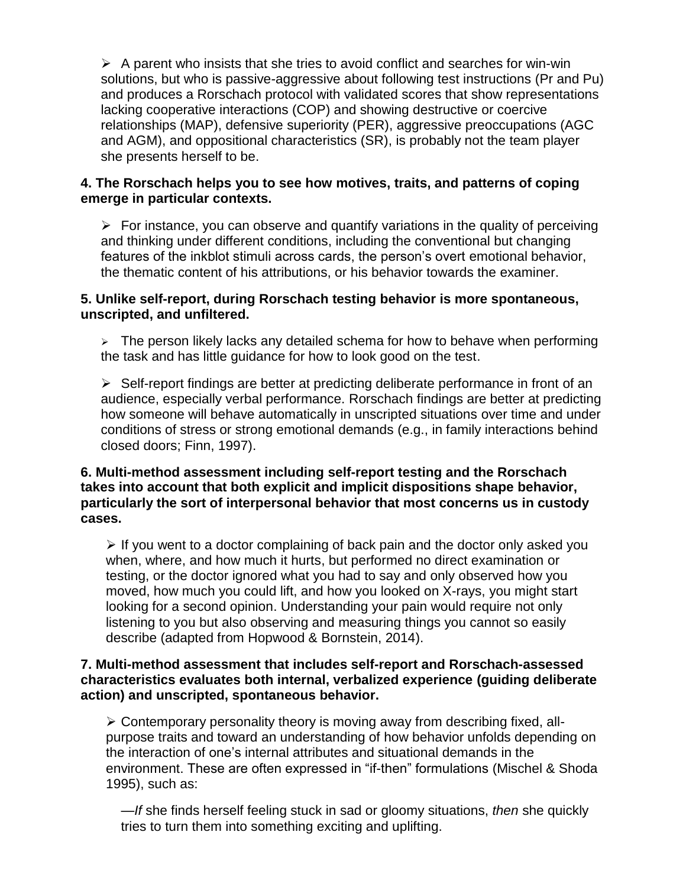- A parent who insists that she tries to avoid conflict and searches for win-win solutions, but who is passive-aggressive about following test instructions (Pr and Pu) and produces a Rorschach protocol with validated scores that show representations lacking cooperative interactions (COP) and showing destructive or coercive relationships (MAP), defensive superiority (PER), aggressive preoccupations (AGC and AGM), and oppositional characteristics (SR), is probably not the team player she presents herself to be.

**4. The Rorschach helps you to see how motives, traits, and patterns of coping emerge in particular contexts.**

- For instance, you can observe and quantify variations in the quality of perceiving and thinking under different conditions, including the conventional but changing features of the inkblot stimuli across cards, the person's overt emotional behavior, the thematic content of his attributions, or his behavior towards the examiner.

**5. Unlike self-report, during Rorschach testing behavior is more spontaneous, unscripted, and unfiltered.**

- The person likely lacks any detailed schema for how to behave when performing the task and has little guidance for how to look good on the test.

- Self-report findings are better at predicting deliberate performance in front of an audience, especially verbal performance. Rorschach findings are better at predicting how someone will behave automatically in unscripted situations over time and under conditions of stress or strong emotional demands (e.g., in family interactions behind closed doors; Finn, 1997).

**6. Multi-method assessment including self-report testing and the Rorschach takes into account that both explicit and implicit dispositions shape behavior, particularly the sort of interpersonal behavior that most concerns us in custody cases.**

- If you went to a doctor complaining of back pain and the doctor only asked you when, where, and how much it hurts, but performed no direct examination or testing, or the doctor ignored what you had to say and only observed how you moved, how much you could lift, and how you looked on X-rays, you might start looking for a second opinion. Understanding your pain would require not only listening to you but also observing and measuring things you cannot so easily describe (adapted from Hopwood & Bornstein, 2014).

**7. Multi-method assessment that includes self-report and Rorschach-assessed characteristics evaluates both internal, verbalized experience (guiding deliberate action) and unscripted, spontaneous behavior.**

- Contemporary personality theory is moving away from describing fixed, all-purpose traits and toward an understanding of how behavior unfolds depending on the interaction of one's internal attributes and situational demands in the environment. These are often expressed in "if-then" formulations (Mischel & Shoda 1995), such as:

  —*If* she finds herself feeling stuck in sad or gloomy situations, *then* she quickly tries to turn them into something exciting and uplifting.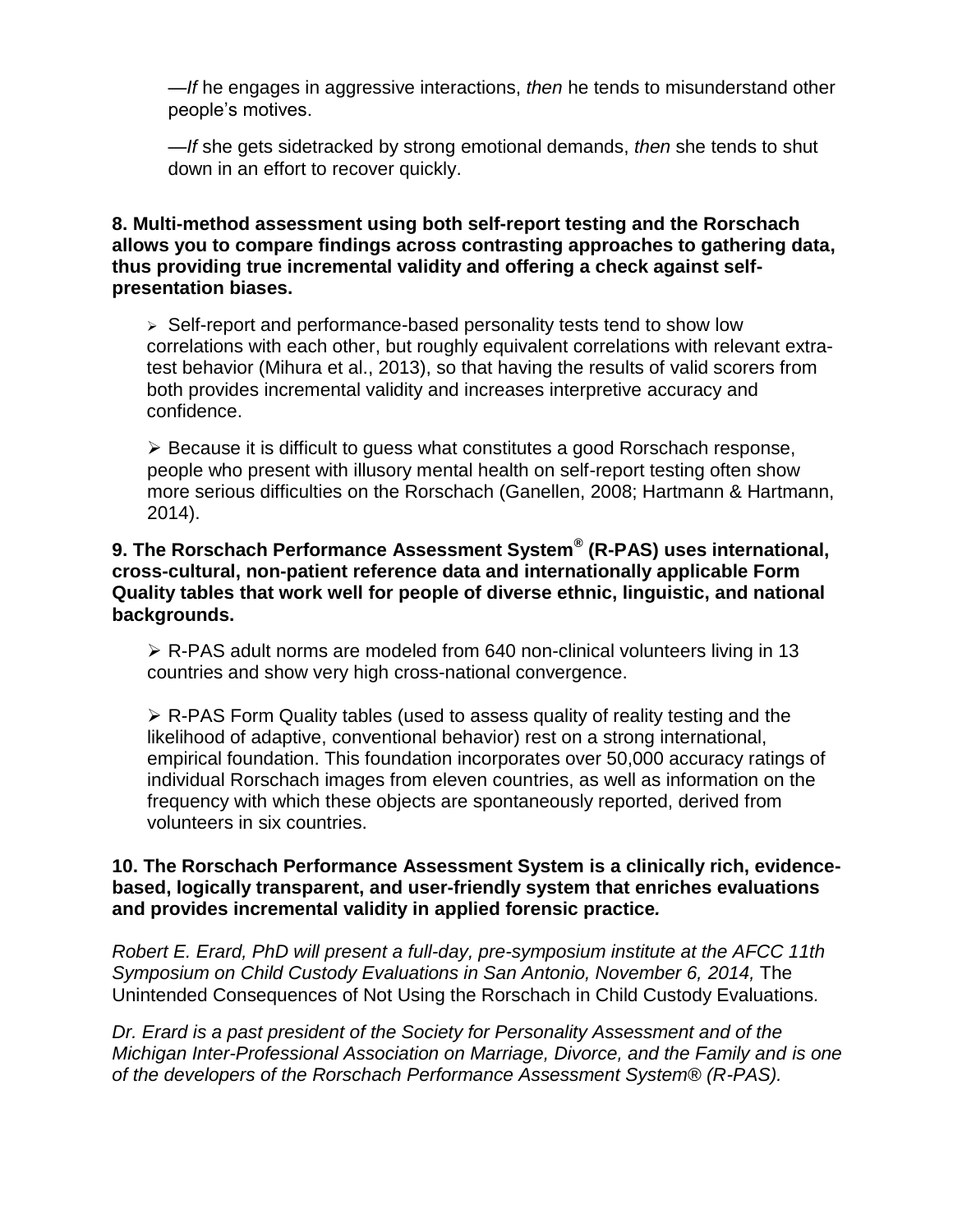—*If* he engages in aggressive interactions, *then* he tends to misunderstand other people's motives.

—*If* she gets sidetracked by strong emotional demands, *then* she tends to shut down in an effort to recover quickly.

**8. Multi-method assessment using both self-report testing and the Rorschach allows you to compare findings across contrasting approaches to gathering data, thus providing true incremental validity and offering a check against self-presentation biases.**

- Self-report and performance-based personality tests tend to show low correlations with each other, but roughly equivalent correlations with relevant extra-test behavior (Mihura et al., 2013), so that having the results of valid scorers from both provides incremental validity and increases interpretive accuracy and confidence.

- Because it is difficult to guess what constitutes a good Rorschach response, people who present with illusory mental health on self-report testing often show more serious difficulties on the Rorschach (Ganellen, 2008; Hartmann & Hartmann, 2014).

**9. The Rorschach Performance Assessment System® (R-PAS) uses international, cross-cultural, non-patient reference data and internationally applicable Form Quality tables that work well for people of diverse ethnic, linguistic, and national backgrounds.**

- R-PAS adult norms are modeled from 640 non-clinical volunteers living in 13 countries and show very high cross-national convergence.

- R-PAS Form Quality tables (used to assess quality of reality testing and the likelihood of adaptive, conventional behavior) rest on a strong international, empirical foundation. This foundation incorporates over 50,000 accuracy ratings of individual Rorschach images from eleven countries, as well as information on the frequency with which these objects are spontaneously reported, derived from volunteers in six countries.

**10. The Rorschach Performance Assessment System is a clinically rich, evidence-based, logically transparent, and user-friendly system that enriches evaluations and provides incremental validity in applied forensic practice*.***

*Robert E. Erard, PhD will present a full-day, pre-symposium institute at the AFCC 11th Symposium on Child Custody Evaluations in San Antonio, November 6, 2014,* The Unintended Consequences of Not Using the Rorschach in Child Custody Evaluations*.*

*Dr. Erard is a past president of the Society for Personality Assessment and of the Michigan Inter-Professional Association on Marriage, Divorce, and the Family and is one of the developers of the Rorschach Performance Assessment System® (R-PAS).*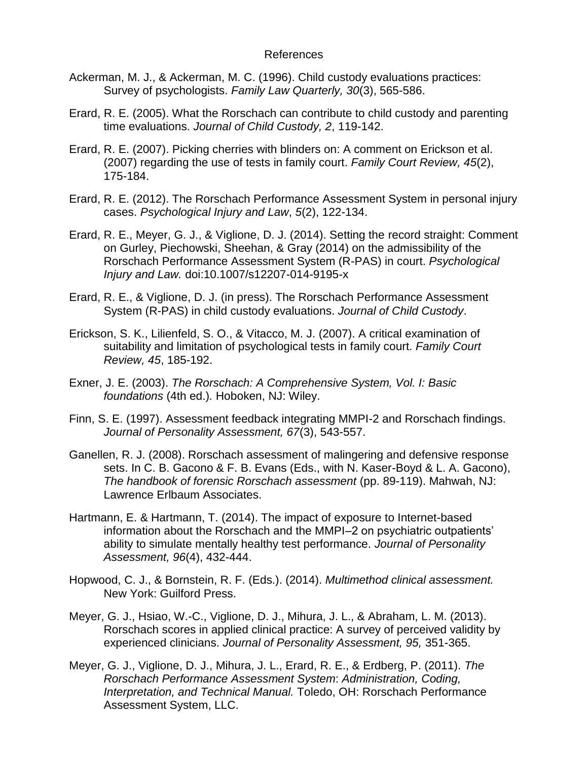# References

Ackerman, M. J., & Ackerman, M. C. (1996). Child custody evaluations practices: Survey of psychologists. *Family Law Quarterly, 30*(3), 565-586.

Erard, R. E. (2005). What the Rorschach can contribute to child custody and parenting time evaluations. *Journal of Child Custody, 2*, 119-142.

Erard, R. E. (2007). Picking cherries with blinders on: A comment on Erickson et al. (2007) regarding the use of tests in family court. *Family Court Review, 45*(2), 175-184.

Erard, R. E. (2012). The Rorschach Performance Assessment System in personal injury cases. *Psychological Injury and Law*, *5*(2), 122-134.

Erard, R. E., Meyer, G. J., & Viglione, D. J. (2014). Setting the record straight: Comment on Gurley, Piechowski, Sheehan, & Gray (2014) on the admissibility of the Rorschach Performance Assessment System (R-PAS) in court. *Psychological Injury and Law.* doi:10.1007/s12207-014-9195-x

Erard, R. E., & Viglione, D. J. (in press). The Rorschach Performance Assessment System (R-PAS) in child custody evaluations. *Journal of Child Custody*.

Erickson, S. K., Lilienfeld, S. O., & Vitacco, M. J. (2007). A critical examination of suitability and limitation of psychological tests in family court. *Family Court Review, 45*, 185-192.

Exner, J. E. (2003). *The Rorschach: A Comprehensive System, Vol. I: Basic foundations* (4th ed.)*.* Hoboken, NJ: Wiley.

Finn, S. E. (1997). Assessment feedback integrating MMPI-2 and Rorschach findings. *Journal of Personality Assessment, 67*(3), 543-557.

Ganellen, R. J. (2008). Rorschach assessment of malingering and defensive response sets. In C. B. Gacono & F. B. Evans (Eds., with N. Kaser-Boyd & L. A. Gacono), *The handbook of forensic Rorschach assessment* (pp. 89-119). Mahwah, NJ: Lawrence Erlbaum Associates.

Hartmann, E. & Hartmann, T. (2014). The impact of exposure to Internet-based information about the Rorschach and the MMPI–2 on psychiatric outpatients' ability to simulate mentally healthy test performance. *Journal of Personality Assessment, 96*(4), 432-444.

Hopwood, C. J., & Bornstein, R. F. (Eds.). (2014). *Multimethod clinical assessment.* New York: Guilford Press.

Meyer, G. J., Hsiao, W.-C., Viglione, D. J., Mihura, J. L., & Abraham, L. M. (2013). Rorschach scores in applied clinical practice: A survey of perceived validity by experienced clinicians. *Journal of Personality Assessment, 95,* 351-365.

Meyer, G. J., Viglione, D. J., Mihura, J. L., Erard, R. E., & Erdberg, P. (2011). *The Rorschach Performance Assessment System*: *Administration, Coding, Interpretation, and Technical Manual.* Toledo, OH: Rorschach Performance Assessment System, LLC.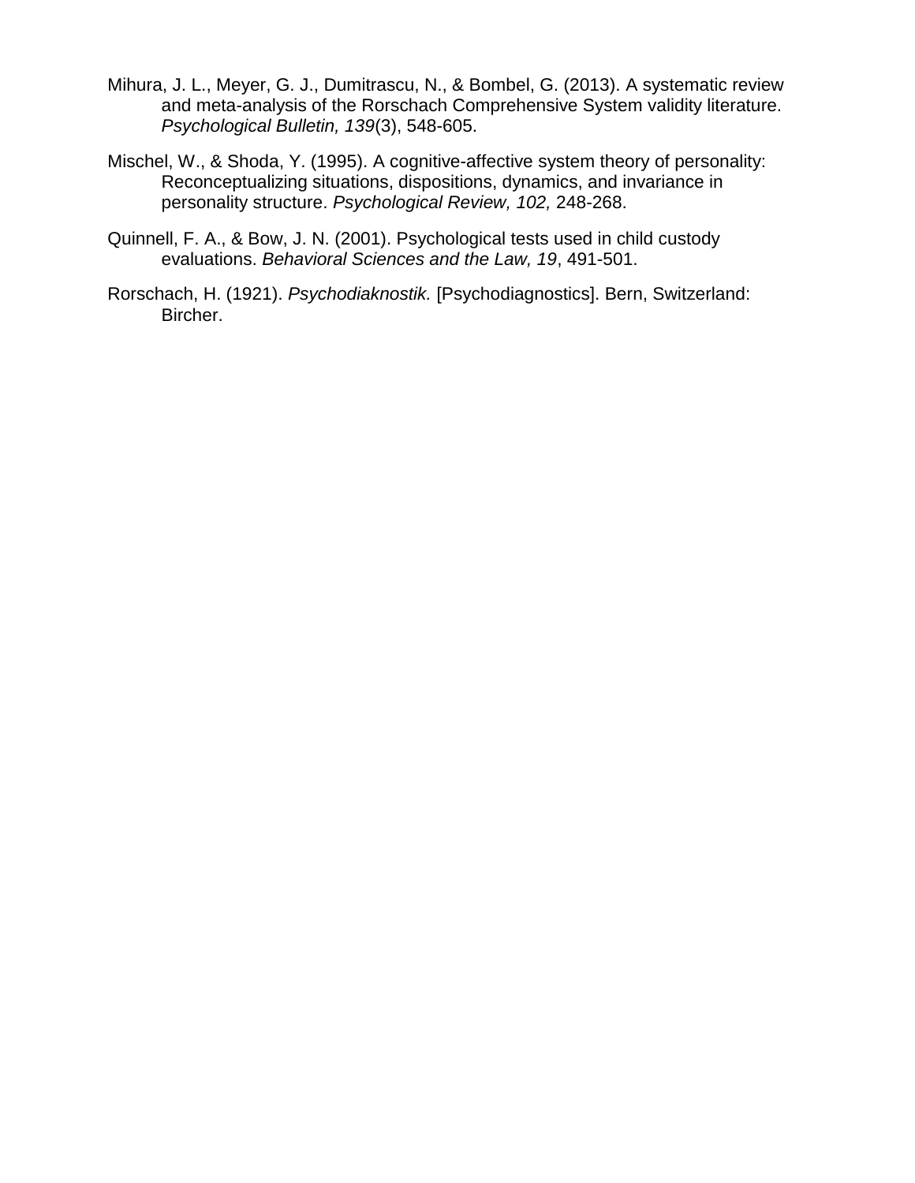Mihura, J. L., Meyer, G. J., Dumitrascu, N., & Bombel, G. (2013). A systematic review and meta-analysis of the Rorschach Comprehensive System validity literature. *Psychological Bulletin, 139*(3), 548-605.

Mischel, W., & Shoda, Y. (1995). A cognitive-affective system theory of personality: Reconceptualizing situations, dispositions, dynamics, and invariance in personality structure. *Psychological Review, 102,* 248-268.

Quinnell, F. A., & Bow, J. N. (2001). Psychological tests used in child custody evaluations. *Behavioral Sciences and the Law, 19*, 491-501.

Rorschach, H. (1921). *Psychodiaknostik.* [Psychodiagnostics]. Bern, Switzerland: Bircher.